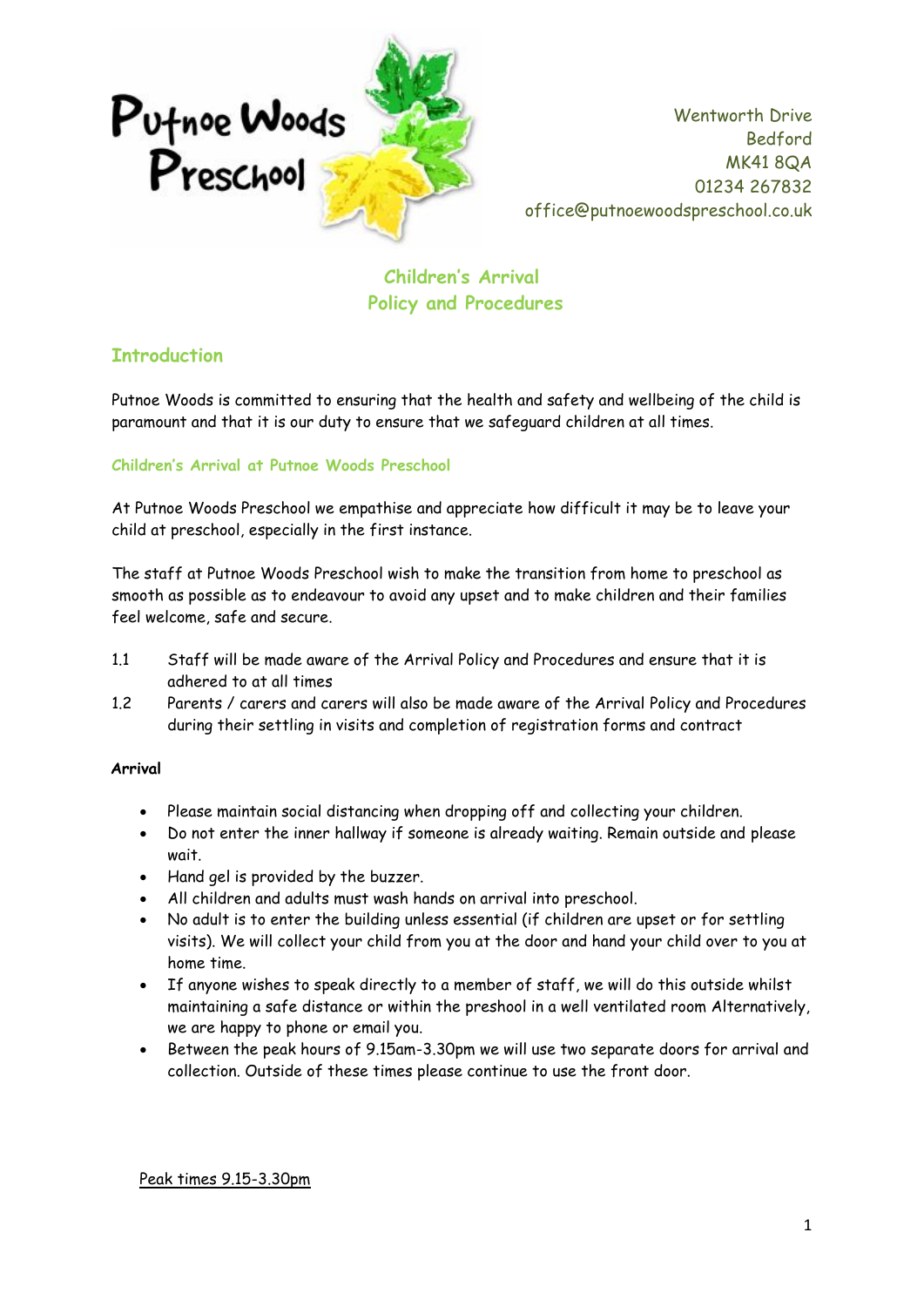Putnoe Woods Preschool

Wentworth Drive
Bedford
MK41 8QA
01234 267832
office@putnoewoodspreschool.co.uk

# Children's Arrival Policy and Procedures

## Introduction

Putnoe Woods is committed to ensuring that the health and safety and wellbeing of the child is paramount and that it is our duty to ensure that we safeguard children at all times.

### Children's Arrival at Putnoe Woods Preschool

At Putnoe Woods Preschool we empathise and appreciate how difficult it may be to leave your child at preschool, especially in the first instance.

The staff at Putnoe Woods Preschool wish to make the transition from home to preschool as smooth as possible as to endeavour to avoid any upset and to make children and their families feel welcome, safe and secure.

1.1 Staff will be made aware of the Arrival Policy and Procedures and ensure that it is adhered to at all times

1.2 Parents / carers and carers will also be made aware of the Arrival Policy and Procedures during their settling in visits and completion of registration forms and contract

**Arrival**

- Please maintain social distancing when dropping off and collecting your children.
- Do not enter the inner hallway if someone is already waiting. Remain outside and please wait.
- Hand gel is provided by the buzzer.
- All children and adults must wash hands on arrival into preschool.
- No adult is to enter the building unless essential (if children are upset or for settling visits). We will collect your child from you at the door and hand your child over to you at home time.
- If anyone wishes to speak directly to a member of staff, we will do this outside whilst maintaining a safe distance or within the preshool in a well ventilated room Alternatively, we are happy to phone or email you.
- Between the peak hours of 9.15am-3.30pm we will use two separate doors for arrival and collection. Outside of these times please continue to use the front door.

Peak times 9.15-3.30pm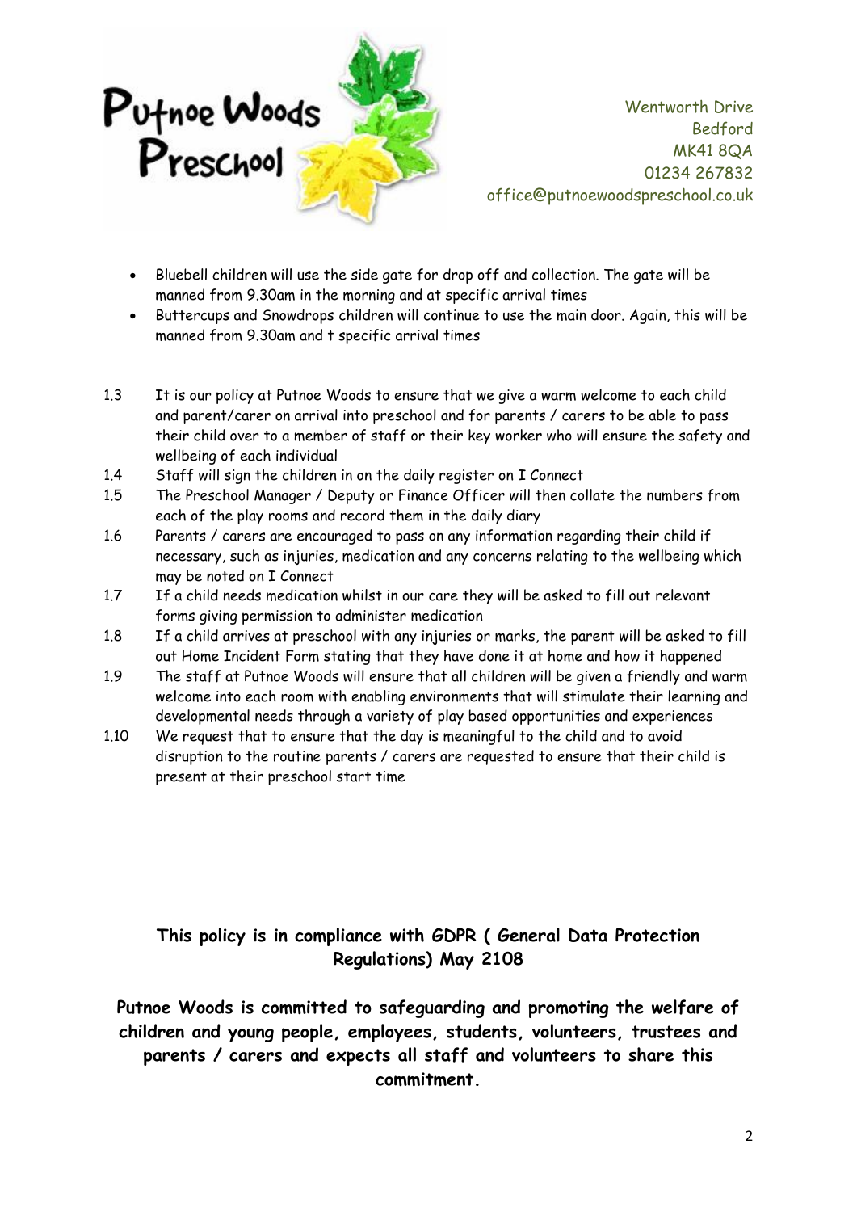- Bluebell children will use the side gate for drop off and collection. The gate will be manned from 9.30am in the morning and at specific arrival times
- Buttercups and Snowdrops children will continue to use the main door. Again, this will be manned from 9.30am and t specific arrival times

1.3 It is our policy at Putnoe Woods to ensure that we give a warm welcome to each child and parent/carer on arrival into preschool and for parents / carers to be able to pass their child over to a member of staff or their key worker who will ensure the safety and wellbeing of each individual

1.4 Staff will sign the children in on the daily register on I Connect

1.5 The Preschool Manager / Deputy or Finance Officer will then collate the numbers from each of the play rooms and record them in the daily diary

1.6 Parents / carers are encouraged to pass on any information regarding their child if necessary, such as injuries, medication and any concerns relating to the wellbeing which may be noted on I Connect

1.7 If a child needs medication whilst in our care they will be asked to fill out relevant forms giving permission to administer medication

1.8 If a child arrives at preschool with any injuries or marks, the parent will be asked to fill out Home Incident Form stating that they have done it at home and how it happened

1.9 The staff at Putnoe Woods will ensure that all children will be given a friendly and warm welcome into each room with enabling environments that will stimulate their learning and developmental needs through a variety of play based opportunities and experiences

1.10 We request that to ensure that the day is meaningful to the child and to avoid disruption to the routine parents / carers are requested to ensure that their child is present at their preschool start time

**This policy is in compliance with GDPR ( General Data Protection Regulations) May 2108**

**Putnoe Woods is committed to safeguarding and promoting the welfare of children and young people, employees, students, volunteers, trustees and parents / carers and expects all staff and volunteers to share this commitment.**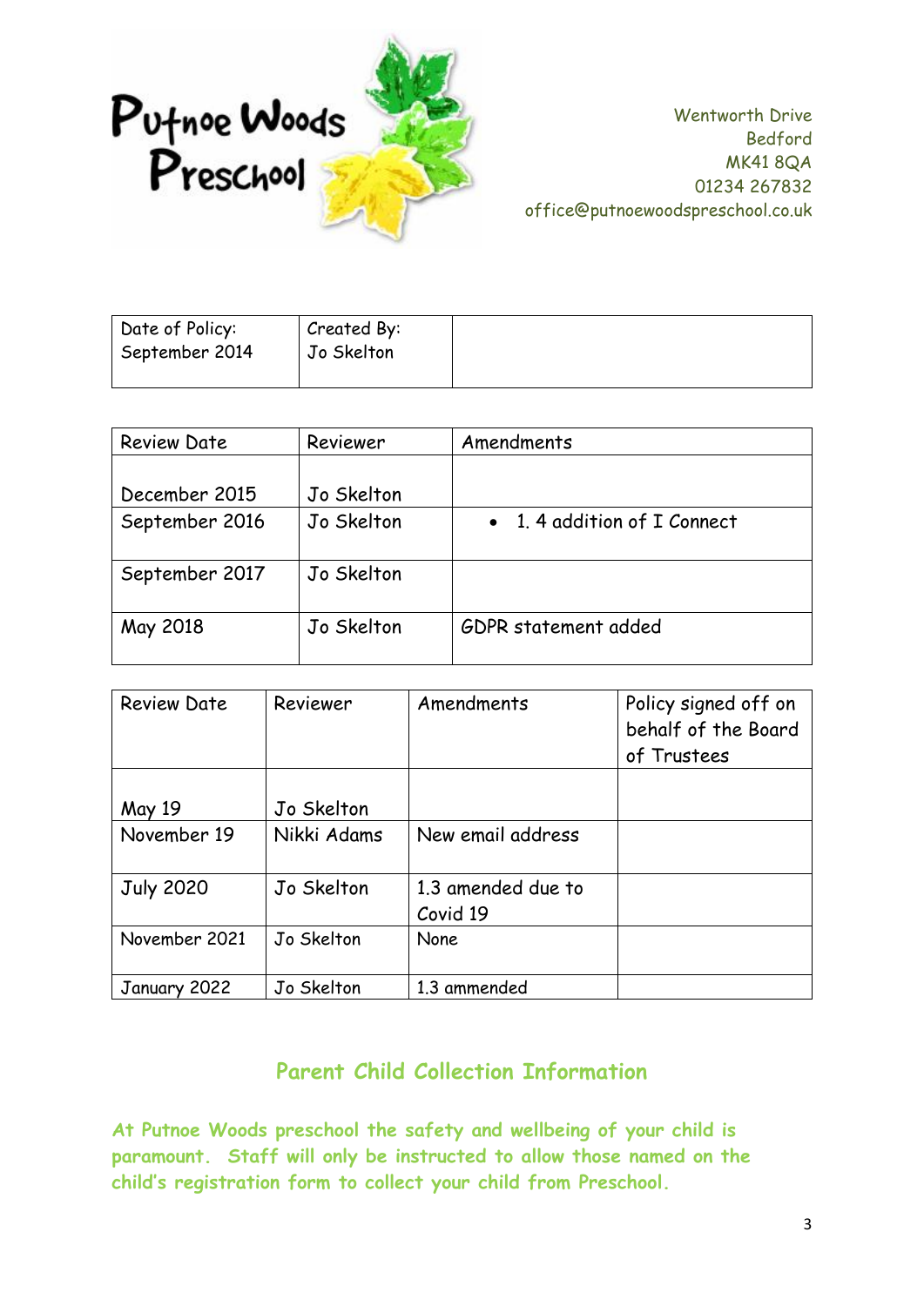Putnoe Woods Preschool

Wentworth Drive
Bedford
MK41 8QA
01234 267832
office@putnoewoodspreschool.co.uk

| Date of Policy: September 2014 | Created By: Jo Skelton | |
|---|---|---|

| Review Date | Reviewer | Amendments |
|---|---|---|
| December 2015 | Jo Skelton | |
| September 2016 | Jo Skelton | • 1. 4 addition of I Connect |
| September 2017 | Jo Skelton | |
| May 2018 | Jo Skelton | GDPR statement added |

| Review Date | Reviewer | Amendments | Policy signed off on behalf of the Board of Trustees |
|---|---|---|---|
| May 19 | Jo Skelton | | |
| November 19 | Nikki Adams | New email address | |
| July 2020 | Jo Skelton | 1.3 amended due to Covid 19 | |
| November 2021 | Jo Skelton | None | |
| January 2022 | Jo Skelton | 1.3 ammended | |

## Parent Child Collection Information

**At Putnoe Woods preschool the safety and wellbeing of your child is paramount. Staff will only be instructed to allow those named on the child's registration form to collect your child from Preschool.**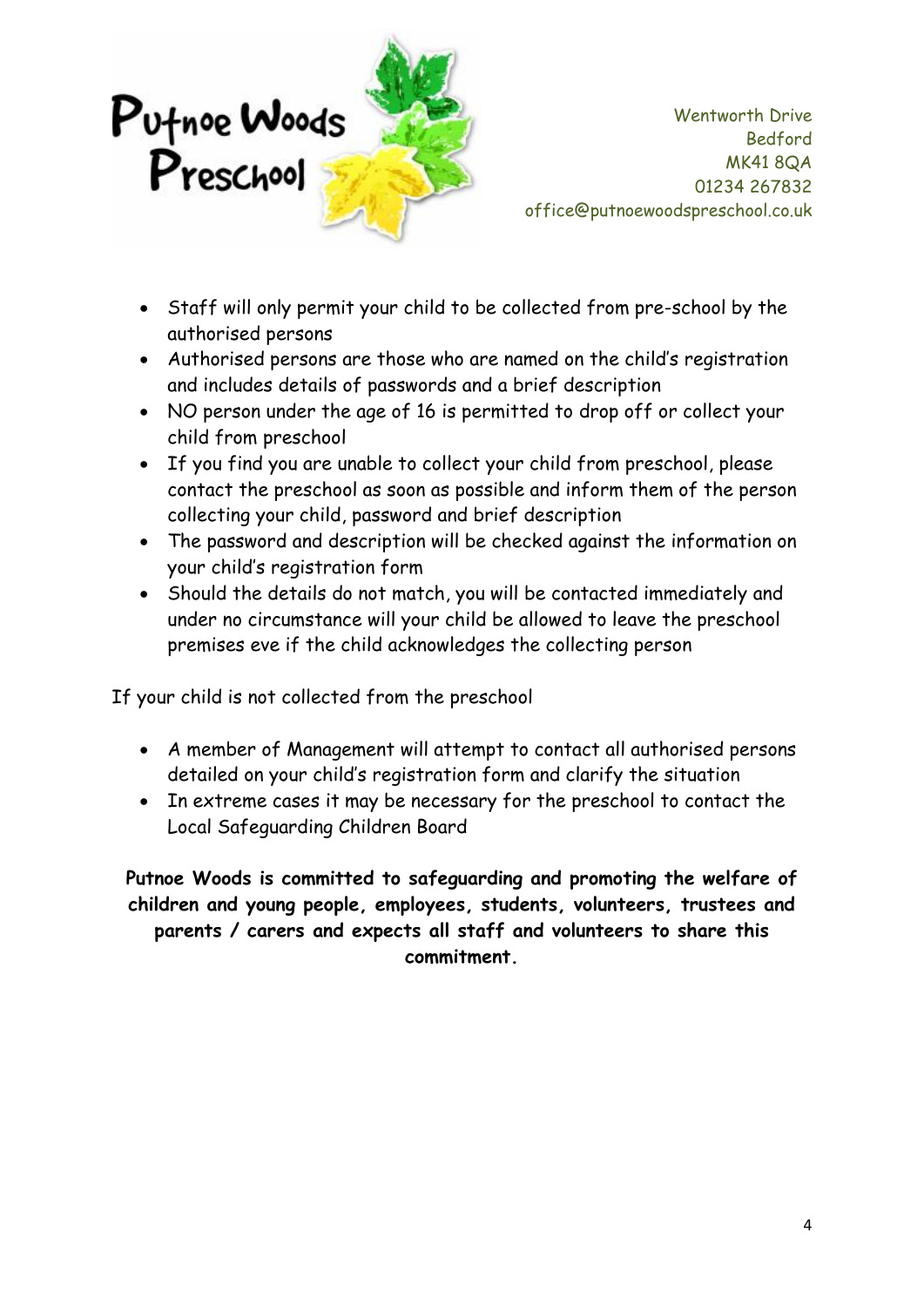Putnoe Woods Preschool

Wentworth Drive
Bedford
MK41 8QA
01234 267832
office@putnoewoodspreschool.co.uk

- Staff will only permit your child to be collected from pre-school by the authorised persons
- Authorised persons are those who are named on the child's registration and includes details of passwords and a brief description
- NO person under the age of 16 is permitted to drop off or collect your child from preschool
- If you find you are unable to collect your child from preschool, please contact the preschool as soon as possible and inform them of the person collecting your child, password and brief description
- The password and description will be checked against the information on your child's registration form
- Should the details do not match, you will be contacted immediately and under no circumstance will your child be allowed to leave the preschool premises eve if the child acknowledges the collecting person

If your child is not collected from the preschool

- A member of Management will attempt to contact all authorised persons detailed on your child's registration form and clarify the situation
- In extreme cases it may be necessary for the preschool to contact the Local Safeguarding Children Board

**Putnoe Woods is committed to safeguarding and promoting the welfare of children and young people, employees, students, volunteers, trustees and parents / carers and expects all staff and volunteers to share this commitment.**